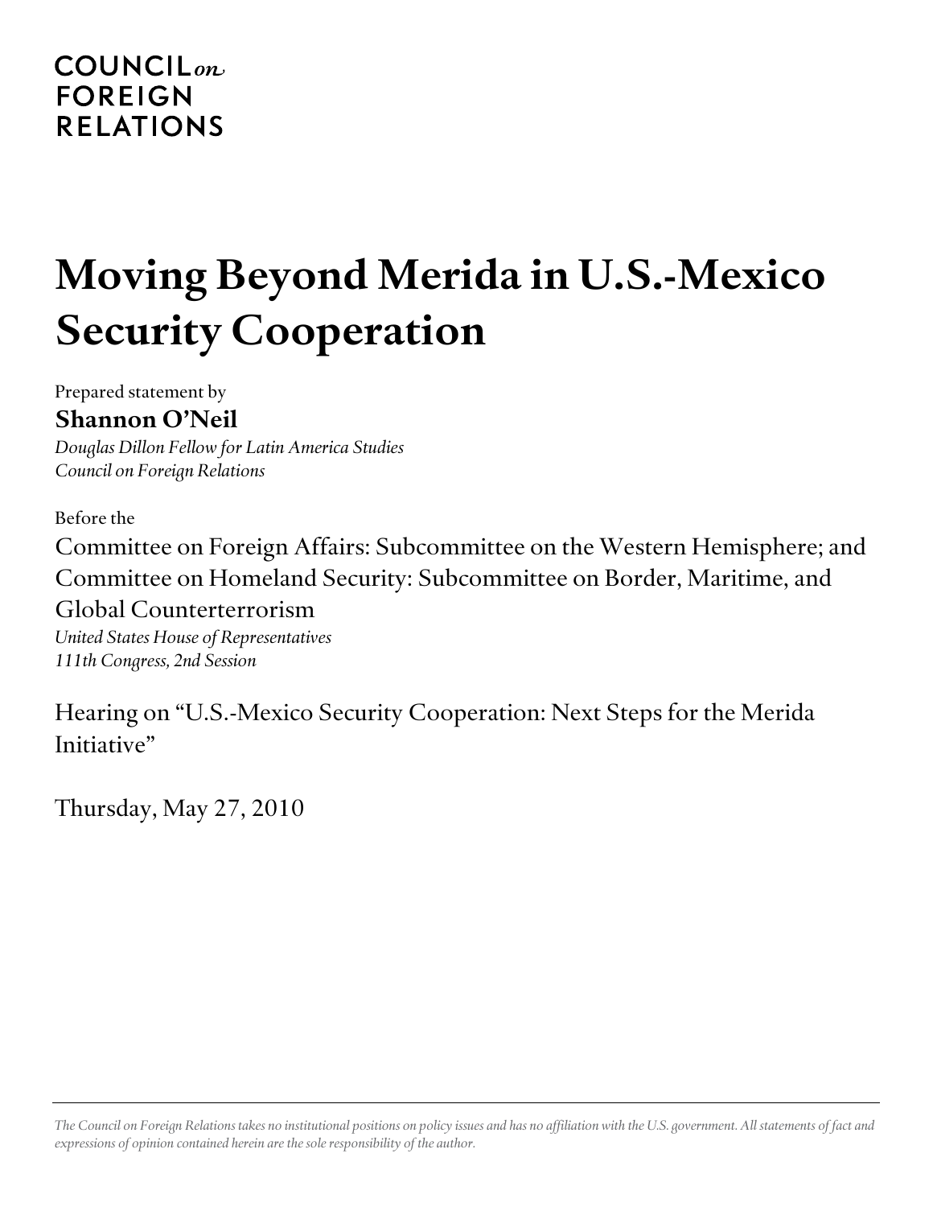COUNCIL *on*
FOREIGN
RELATIONS

# Moving Beyond Merida in U.S.-Mexico Security Cooperation

Prepared statement by

**Shannon O'Neil**

*Douglas Dillon Fellow for Latin America Studies*
*Council on Foreign Relations*

Before the

Committee on Foreign Affairs: Subcommittee on the Western Hemisphere; and Committee on Homeland Security: Subcommittee on Border, Maritime, and Global Counterterrorism

*United States House of Representatives*
*111th Congress, 2nd Session*

Hearing on "U.S.-Mexico Security Cooperation: Next Steps for the Merida Initiative"

Thursday, May 27, 2010

*The Council on Foreign Relations takes no institutional positions on policy issues and has no affiliation with the U.S. government. All statements of fact and expressions of opinion contained herein are the sole responsibility of the author.*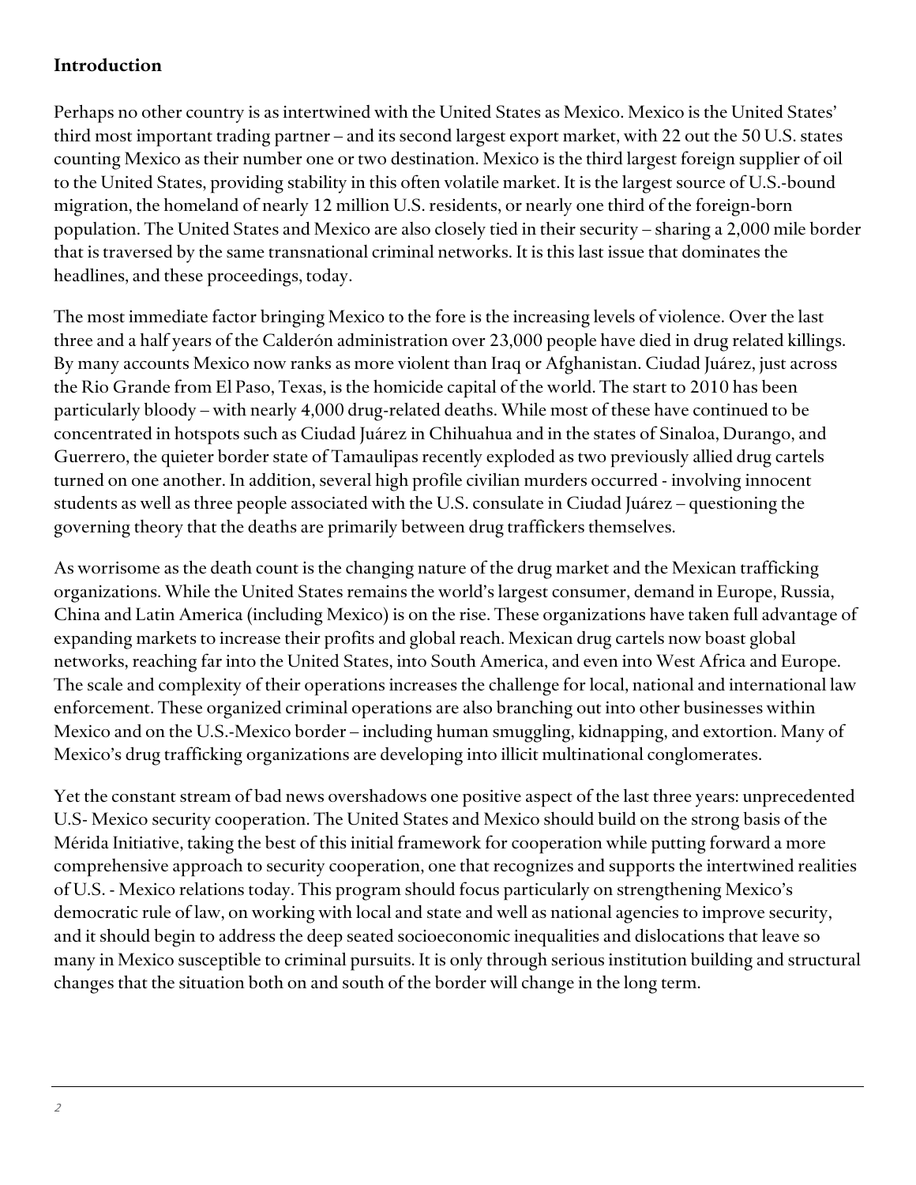## Introduction

Perhaps no other country is as intertwined with the United States as Mexico. Mexico is the United States' third most important trading partner – and its second largest export market, with 22 out the 50 U.S. states counting Mexico as their number one or two destination. Mexico is the third largest foreign supplier of oil to the United States, providing stability in this often volatile market. It is the largest source of U.S.-bound migration, the homeland of nearly 12 million U.S. residents, or nearly one third of the foreign-born population. The United States and Mexico are also closely tied in their security – sharing a 2,000 mile border that is traversed by the same transnational criminal networks. It is this last issue that dominates the headlines, and these proceedings, today.

The most immediate factor bringing Mexico to the fore is the increasing levels of violence. Over the last three and a half years of the Calderón administration over 23,000 people have died in drug related killings. By many accounts Mexico now ranks as more violent than Iraq or Afghanistan. Ciudad Juárez, just across the Rio Grande from El Paso, Texas, is the homicide capital of the world. The start to 2010 has been particularly bloody – with nearly 4,000 drug-related deaths. While most of these have continued to be concentrated in hotspots such as Ciudad Juárez in Chihuahua and in the states of Sinaloa, Durango, and Guerrero, the quieter border state of Tamaulipas recently exploded as two previously allied drug cartels turned on one another. In addition, several high profile civilian murders occurred - involving innocent students as well as three people associated with the U.S. consulate in Ciudad Juárez – questioning the governing theory that the deaths are primarily between drug traffickers themselves.

As worrisome as the death count is the changing nature of the drug market and the Mexican trafficking organizations. While the United States remains the world's largest consumer, demand in Europe, Russia, China and Latin America (including Mexico) is on the rise. These organizations have taken full advantage of expanding markets to increase their profits and global reach. Mexican drug cartels now boast global networks, reaching far into the United States, into South America, and even into West Africa and Europe. The scale and complexity of their operations increases the challenge for local, national and international law enforcement. These organized criminal operations are also branching out into other businesses within Mexico and on the U.S.-Mexico border – including human smuggling, kidnapping, and extortion. Many of Mexico's drug trafficking organizations are developing into illicit multinational conglomerates.

Yet the constant stream of bad news overshadows one positive aspect of the last three years: unprecedented U.S- Mexico security cooperation. The United States and Mexico should build on the strong basis of the Mérida Initiative, taking the best of this initial framework for cooperation while putting forward a more comprehensive approach to security cooperation, one that recognizes and supports the intertwined realities of U.S. - Mexico relations today. This program should focus particularly on strengthening Mexico's democratic rule of law, on working with local and state and well as national agencies to improve security, and it should begin to address the deep seated socioeconomic inequalities and dislocations that leave so many in Mexico susceptible to criminal pursuits. It is only through serious institution building and structural changes that the situation both on and south of the border will change in the long term.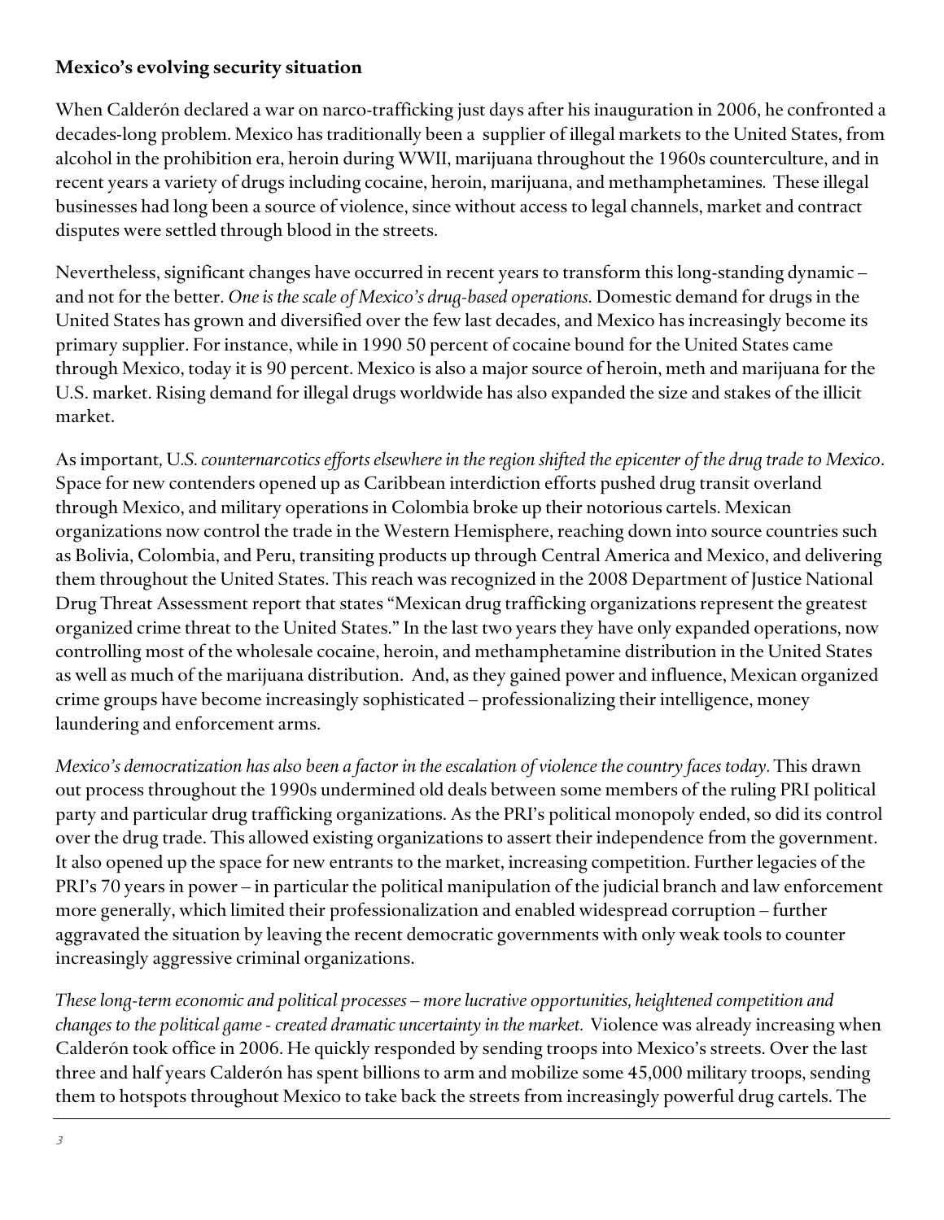**Mexico's evolving security situation**

When Calderón declared a war on narco-trafficking just days after his inauguration in 2006, he confronted a decades-long problem. Mexico has traditionally been a supplier of illegal markets to the United States, from alcohol in the prohibition era, heroin during WWII, marijuana throughout the 1960s counterculture, and in recent years a variety of drugs including cocaine, heroin, marijuana, and methamphetamines. These illegal businesses had long been a source of violence, since without access to legal channels, market and contract disputes were settled through blood in the streets.

Nevertheless, significant changes have occurred in recent years to transform this long-standing dynamic – and not for the better. *One is the scale of Mexico's drug-based operations.* Domestic demand for drugs in the United States has grown and diversified over the few last decades, and Mexico has increasingly become its primary supplier. For instance, while in 1990 50 percent of cocaine bound for the United States came through Mexico, today it is 90 percent. Mexico is also a major source of heroin, meth and marijuana for the U.S. market. Rising demand for illegal drugs worldwide has also expanded the size and stakes of the illicit market.

As important, *U.S. counternarcotics efforts elsewhere in the region shifted the epicenter of the drug trade to Mexico*. Space for new contenders opened up as Caribbean interdiction efforts pushed drug transit overland through Mexico, and military operations in Colombia broke up their notorious cartels. Mexican organizations now control the trade in the Western Hemisphere, reaching down into source countries such as Bolivia, Colombia, and Peru, transiting products up through Central America and Mexico, and delivering them throughout the United States. This reach was recognized in the 2008 Department of Justice National Drug Threat Assessment report that states "Mexican drug trafficking organizations represent the greatest organized crime threat to the United States." In the last two years they have only expanded operations, now controlling most of the wholesale cocaine, heroin, and methamphetamine distribution in the United States as well as much of the marijuana distribution. And, as they gained power and influence, Mexican organized crime groups have become increasingly sophisticated – professionalizing their intelligence, money laundering and enforcement arms.

*Mexico's democratization has also been a factor in the escalation of violence the country faces today.* This drawn out process throughout the 1990s undermined old deals between some members of the ruling PRI political party and particular drug trafficking organizations. As the PRI's political monopoly ended, so did its control over the drug trade. This allowed existing organizations to assert their independence from the government. It also opened up the space for new entrants to the market, increasing competition. Further legacies of the PRI's 70 years in power – in particular the political manipulation of the judicial branch and law enforcement more generally, which limited their professionalization and enabled widespread corruption – further aggravated the situation by leaving the recent democratic governments with only weak tools to counter increasingly aggressive criminal organizations.

*These long-term economic and political processes – more lucrative opportunities, heightened competition and changes to the political game - created dramatic uncertainty in the market.* Violence was already increasing when Calderón took office in 2006. He quickly responded by sending troops into Mexico's streets. Over the last three and half years Calderón has spent billions to arm and mobilize some 45,000 military troops, sending them to hotspots throughout Mexico to take back the streets from increasingly powerful drug cartels. The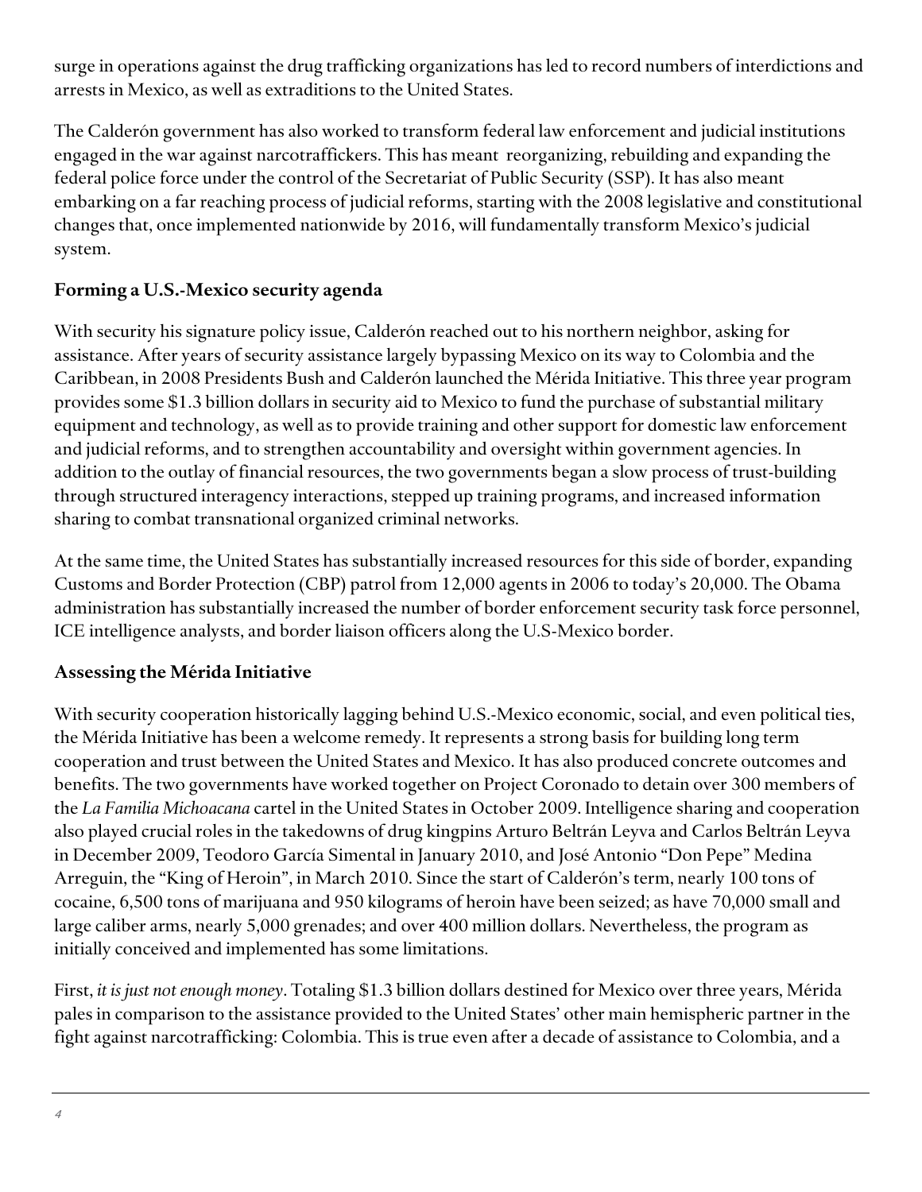surge in operations against the drug trafficking organizations has led to record numbers of interdictions and arrests in Mexico, as well as extraditions to the United States.

The Calderón government has also worked to transform federal law enforcement and judicial institutions engaged in the war against narcotraffickers. This has meant reorganizing, rebuilding and expanding the federal police force under the control of the Secretariat of Public Security (SSP). It has also meant embarking on a far reaching process of judicial reforms, starting with the 2008 legislative and constitutional changes that, once implemented nationwide by 2016, will fundamentally transform Mexico's judicial system.

## Forming a U.S.-Mexico security agenda

With security his signature policy issue, Calderón reached out to his northern neighbor, asking for assistance. After years of security assistance largely bypassing Mexico on its way to Colombia and the Caribbean, in 2008 Presidents Bush and Calderón launched the Mérida Initiative. This three year program provides some $1.3 billion dollars in security aid to Mexico to fund the purchase of substantial military equipment and technology, as well as to provide training and other support for domestic law enforcement and judicial reforms, and to strengthen accountability and oversight within government agencies. In addition to the outlay of financial resources, the two governments began a slow process of trust-building through structured interagency interactions, stepped up training programs, and increased information sharing to combat transnational organized criminal networks.

At the same time, the United States has substantially increased resources for this side of border, expanding Customs and Border Protection (CBP) patrol from 12,000 agents in 2006 to today's 20,000. The Obama administration has substantially increased the number of border enforcement security task force personnel, ICE intelligence analysts, and border liaison officers along the U.S-Mexico border.

## Assessing the Mérida Initiative

With security cooperation historically lagging behind U.S.-Mexico economic, social, and even political ties, the Mérida Initiative has been a welcome remedy. It represents a strong basis for building long term cooperation and trust between the United States and Mexico. It has also produced concrete outcomes and benefits. The two governments have worked together on Project Coronado to detain over 300 members of the *La Familia Michoacana* cartel in the United States in October 2009. Intelligence sharing and cooperation also played crucial roles in the takedowns of drug kingpins Arturo Beltrán Leyva and Carlos Beltrán Leyva in December 2009, Teodoro García Simental in January 2010, and José Antonio "Don Pepe" Medina Arreguin, the "King of Heroin", in March 2010. Since the start of Calderón's term, nearly 100 tons of cocaine, 6,500 tons of marijuana and 950 kilograms of heroin have been seized; as have 70,000 small and large caliber arms, nearly 5,000 grenades; and over 400 million dollars. Nevertheless, the program as initially conceived and implemented has some limitations.

First, *it is just not enough money*. Totaling $1.3 billion dollars destined for Mexico over three years, Mérida pales in comparison to the assistance provided to the United States' other main hemispheric partner in the fight against narcotrafficking: Colombia. This is true even after a decade of assistance to Colombia, and a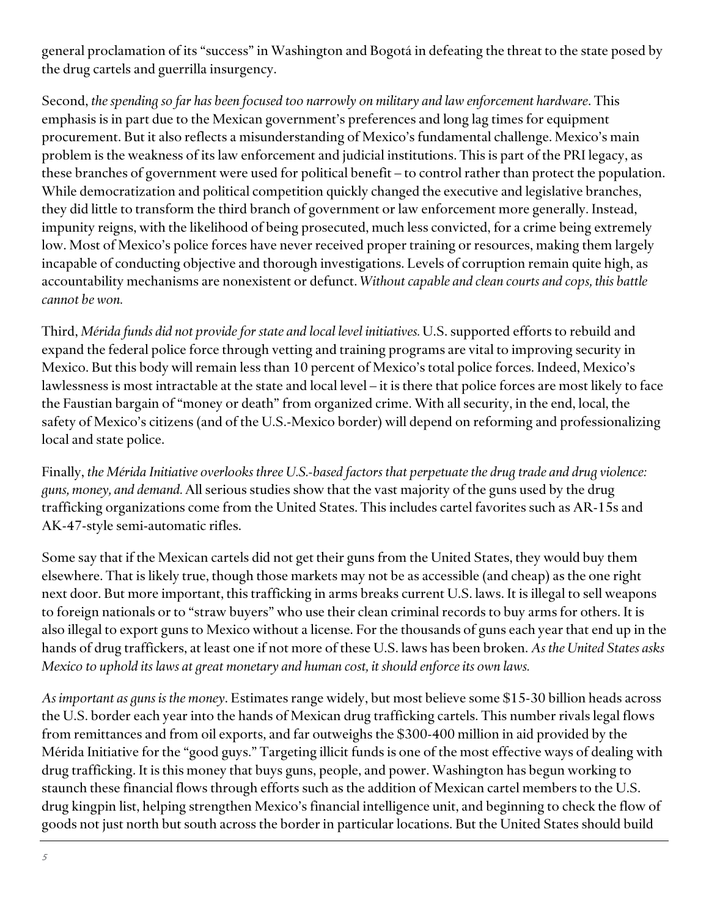general proclamation of its "success" in Washington and Bogotá in defeating the threat to the state posed by the drug cartels and guerrilla insurgency.

Second, *the spending so far has been focused too narrowly on military and law enforcement hardware*. This emphasis is in part due to the Mexican government's preferences and long lag times for equipment procurement. But it also reflects a misunderstanding of Mexico's fundamental challenge. Mexico's main problem is the weakness of its law enforcement and judicial institutions. This is part of the PRI legacy, as these branches of government were used for political benefit – to control rather than protect the population. While democratization and political competition quickly changed the executive and legislative branches, they did little to transform the third branch of government or law enforcement more generally. Instead, impunity reigns, with the likelihood of being prosecuted, much less convicted, for a crime being extremely low. Most of Mexico's police forces have never received proper training or resources, making them largely incapable of conducting objective and thorough investigations. Levels of corruption remain quite high, as accountability mechanisms are nonexistent or defunct. *Without capable and clean courts and cops, this battle cannot be won.*

Third, *Mérida funds did not provide for state and local level initiatives.* U.S. supported efforts to rebuild and expand the federal police force through vetting and training programs are vital to improving security in Mexico. But this body will remain less than 10 percent of Mexico's total police forces. Indeed, Mexico's lawlessness is most intractable at the state and local level – it is there that police forces are most likely to face the Faustian bargain of "money or death" from organized crime. With all security, in the end, local, the safety of Mexico's citizens (and of the U.S.-Mexico border) will depend on reforming and professionalizing local and state police.

Finally, *the Mérida Initiative overlooks three U.S.-based factors that perpetuate the drug trade and drug violence: guns, money, and demand.* All serious studies show that the vast majority of the guns used by the drug trafficking organizations come from the United States. This includes cartel favorites such as AR-15s and AK-47-style semi-automatic rifles.

Some say that if the Mexican cartels did not get their guns from the United States, they would buy them elsewhere. That is likely true, though those markets may not be as accessible (and cheap) as the one right next door. But more important, this trafficking in arms breaks current U.S. laws. It is illegal to sell weapons to foreign nationals or to "straw buyers" who use their clean criminal records to buy arms for others. It is also illegal to export guns to Mexico without a license. For the thousands of guns each year that end up in the hands of drug traffickers, at least one if not more of these U.S. laws has been broken. *As the United States asks Mexico to uphold its laws at great monetary and human cost, it should enforce its own laws.*

*As important as guns is the money*. Estimates range widely, but most believe some $15-30 billion heads across the U.S. border each year into the hands of Mexican drug trafficking cartels. This number rivals legal flows from remittances and from oil exports, and far outweighs the $300-400 million in aid provided by the Mérida Initiative for the "good guys." Targeting illicit funds is one of the most effective ways of dealing with drug trafficking. It is this money that buys guns, people, and power. Washington has begun working to staunch these financial flows through efforts such as the addition of Mexican cartel members to the U.S. drug kingpin list, helping strengthen Mexico's financial intelligence unit, and beginning to check the flow of goods not just north but south across the border in particular locations. But the United States should build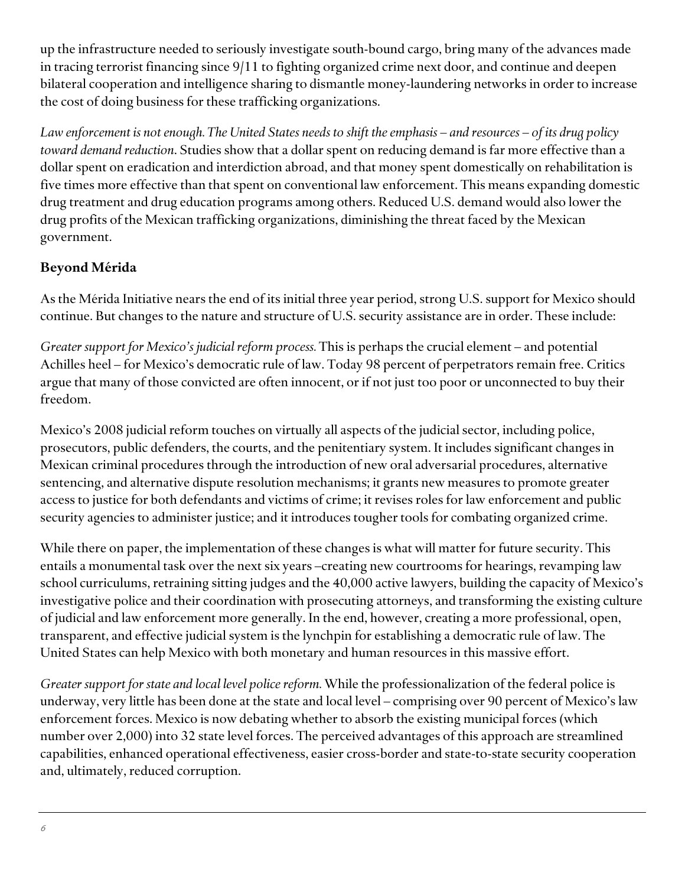up the infrastructure needed to seriously investigate south-bound cargo, bring many of the advances made in tracing terrorist financing since 9/11 to fighting organized crime next door, and continue and deepen bilateral cooperation and intelligence sharing to dismantle money-laundering networks in order to increase the cost of doing business for these trafficking organizations.

*Law enforcement is not enough. The United States needs to shift the emphasis – and resources – of its drug policy toward demand reduction.* Studies show that a dollar spent on reducing demand is far more effective than a dollar spent on eradication and interdiction abroad, and that money spent domestically on rehabilitation is five times more effective than that spent on conventional law enforcement. This means expanding domestic drug treatment and drug education programs among others. Reduced U.S. demand would also lower the drug profits of the Mexican trafficking organizations, diminishing the threat faced by the Mexican government.

## Beyond Mérida

As the Mérida Initiative nears the end of its initial three year period, strong U.S. support for Mexico should continue. But changes to the nature and structure of U.S. security assistance are in order. These include:

*Greater support for Mexico's judicial reform process.* This is perhaps the crucial element – and potential Achilles heel – for Mexico's democratic rule of law. Today 98 percent of perpetrators remain free. Critics argue that many of those convicted are often innocent, or if not just too poor or unconnected to buy their freedom.

Mexico's 2008 judicial reform touches on virtually all aspects of the judicial sector, including police, prosecutors, public defenders, the courts, and the penitentiary system. It includes significant changes in Mexican criminal procedures through the introduction of new oral adversarial procedures, alternative sentencing, and alternative dispute resolution mechanisms; it grants new measures to promote greater access to justice for both defendants and victims of crime; it revises roles for law enforcement and public security agencies to administer justice; and it introduces tougher tools for combating organized crime.

While there on paper, the implementation of these changes is what will matter for future security. This entails a monumental task over the next six years –creating new courtrooms for hearings, revamping law school curriculums, retraining sitting judges and the 40,000 active lawyers, building the capacity of Mexico's investigative police and their coordination with prosecuting attorneys, and transforming the existing culture of judicial and law enforcement more generally. In the end, however, creating a more professional, open, transparent, and effective judicial system is the lynchpin for establishing a democratic rule of law. The United States can help Mexico with both monetary and human resources in this massive effort.

*Greater support for state and local level police reform.* While the professionalization of the federal police is underway, very little has been done at the state and local level – comprising over 90 percent of Mexico's law enforcement forces. Mexico is now debating whether to absorb the existing municipal forces (which number over 2,000) into 32 state level forces. The perceived advantages of this approach are streamlined capabilities, enhanced operational effectiveness, easier cross-border and state-to-state security cooperation and, ultimately, reduced corruption.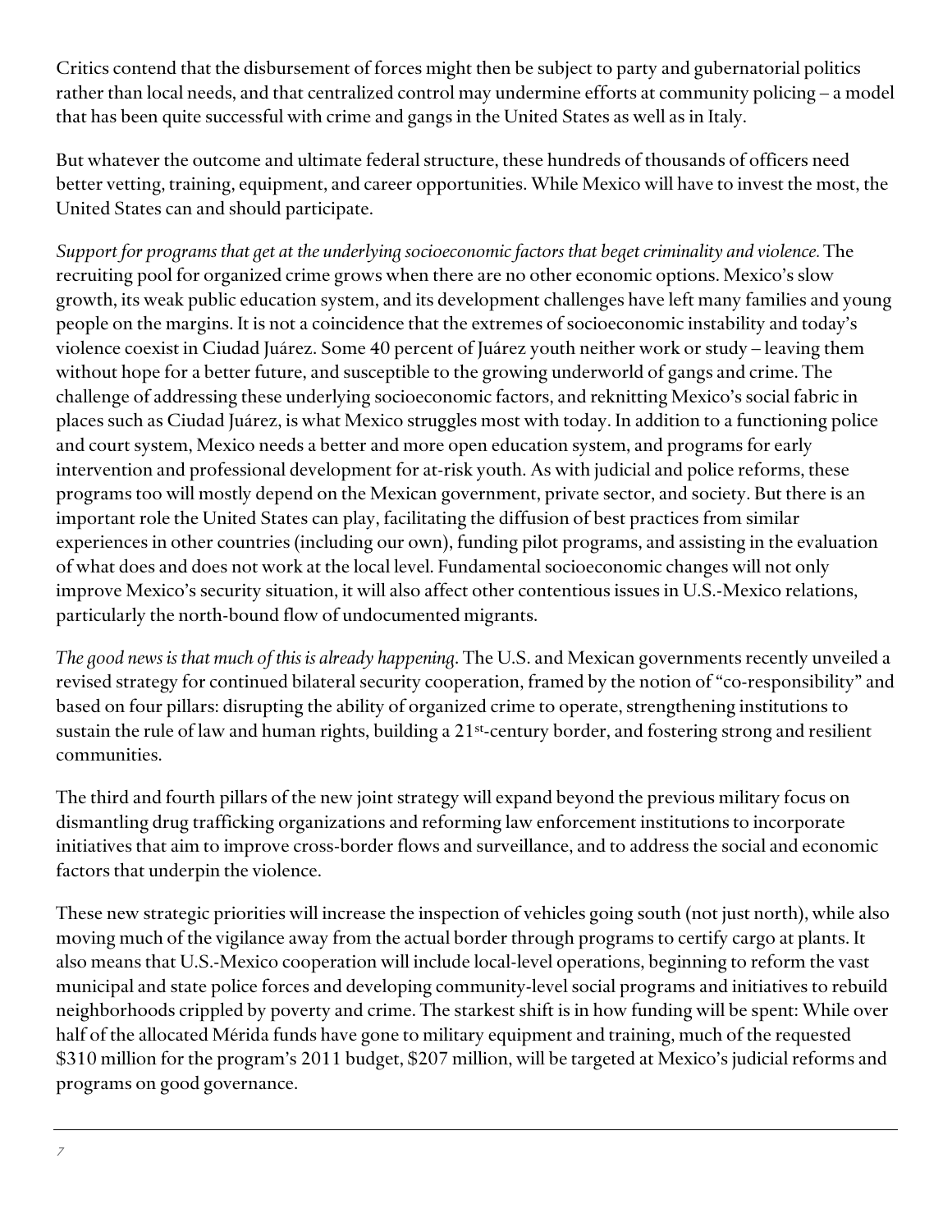Critics contend that the disbursement of forces might then be subject to party and gubernatorial politics rather than local needs, and that centralized control may undermine efforts at community policing – a model that has been quite successful with crime and gangs in the United States as well as in Italy.

But whatever the outcome and ultimate federal structure, these hundreds of thousands of officers need better vetting, training, equipment, and career opportunities. While Mexico will have to invest the most, the United States can and should participate.

*Support for programs that get at the underlying socioeconomic factors that beget criminality and violence.* The recruiting pool for organized crime grows when there are no other economic options. Mexico's slow growth, its weak public education system, and its development challenges have left many families and young people on the margins. It is not a coincidence that the extremes of socioeconomic instability and today's violence coexist in Ciudad Juárez. Some 40 percent of Juárez youth neither work or study – leaving them without hope for a better future, and susceptible to the growing underworld of gangs and crime. The challenge of addressing these underlying socioeconomic factors, and reknitting Mexico's social fabric in places such as Ciudad Juárez, is what Mexico struggles most with today. In addition to a functioning police and court system, Mexico needs a better and more open education system, and programs for early intervention and professional development for at-risk youth. As with judicial and police reforms, these programs too will mostly depend on the Mexican government, private sector, and society. But there is an important role the United States can play, facilitating the diffusion of best practices from similar experiences in other countries (including our own), funding pilot programs, and assisting in the evaluation of what does and does not work at the local level. Fundamental socioeconomic changes will not only improve Mexico's security situation, it will also affect other contentious issues in U.S.-Mexico relations, particularly the north-bound flow of undocumented migrants.

*The good news is that much of this is already happening.* The U.S. and Mexican governments recently unveiled a revised strategy for continued bilateral security cooperation, framed by the notion of "co-responsibility" and based on four pillars: disrupting the ability of organized crime to operate, strengthening institutions to sustain the rule of law and human rights, building a 21st-century border, and fostering strong and resilient communities.

The third and fourth pillars of the new joint strategy will expand beyond the previous military focus on dismantling drug trafficking organizations and reforming law enforcement institutions to incorporate initiatives that aim to improve cross-border flows and surveillance, and to address the social and economic factors that underpin the violence.

These new strategic priorities will increase the inspection of vehicles going south (not just north), while also moving much of the vigilance away from the actual border through programs to certify cargo at plants. It also means that U.S.-Mexico cooperation will include local-level operations, beginning to reform the vast municipal and state police forces and developing community-level social programs and initiatives to rebuild neighborhoods crippled by poverty and crime. The starkest shift is in how funding will be spent: While over half of the allocated Mérida funds have gone to military equipment and training, much of the requested $310 million for the program's 2011 budget, $207 million, will be targeted at Mexico's judicial reforms and programs on good governance.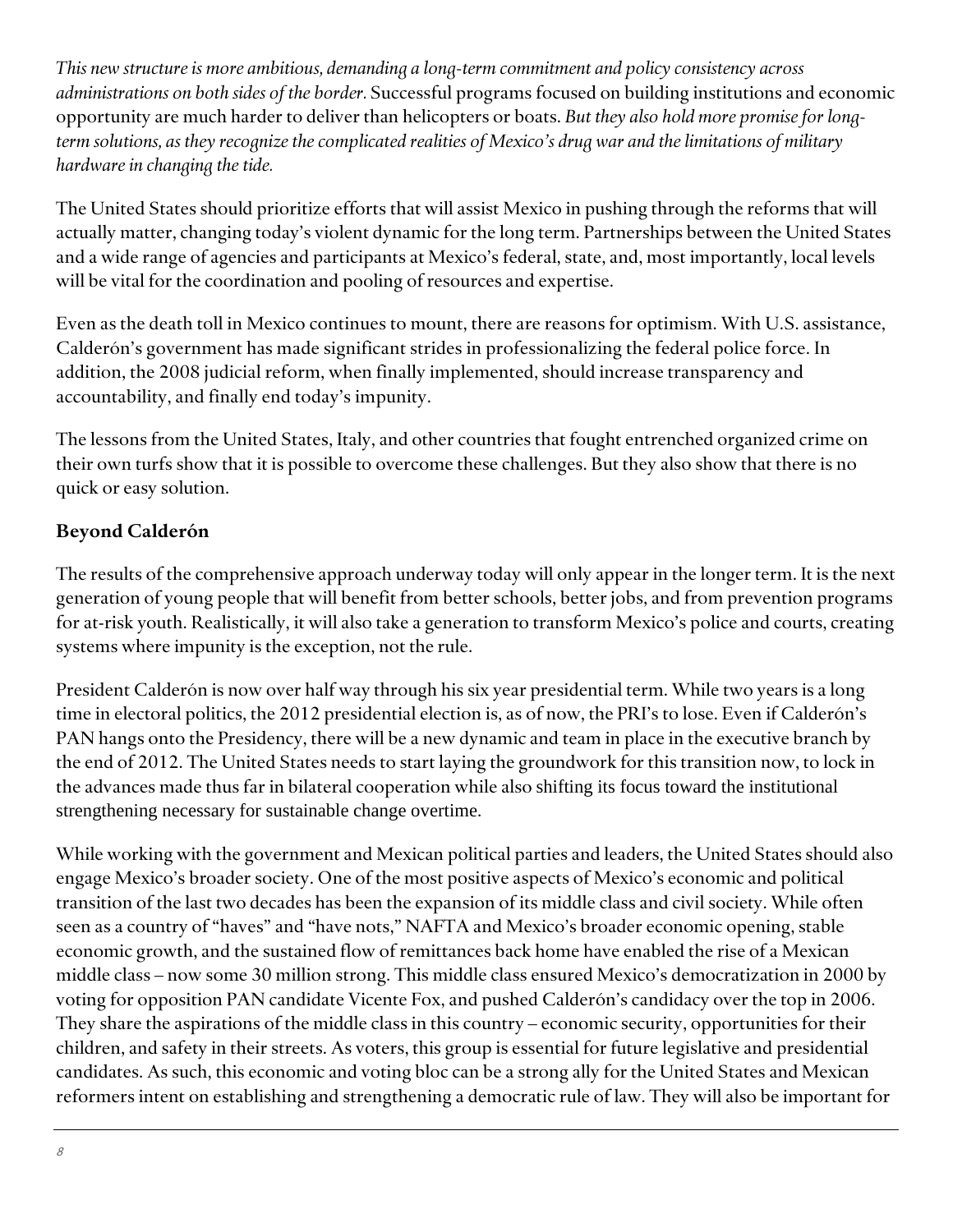*This new structure is more ambitious, demanding a long-term commitment and policy consistency across administrations on both sides of the border.* Successful programs focused on building institutions and economic opportunity are much harder to deliver than helicopters or boats. *But they also hold more promise for long-term solutions, as they recognize the complicated realities of Mexico's drug war and the limitations of military hardware in changing the tide.*

The United States should prioritize efforts that will assist Mexico in pushing through the reforms that will actually matter, changing today's violent dynamic for the long term. Partnerships between the United States and a wide range of agencies and participants at Mexico's federal, state, and, most importantly, local levels will be vital for the coordination and pooling of resources and expertise.

Even as the death toll in Mexico continues to mount, there are reasons for optimism. With U.S. assistance, Calderón's government has made significant strides in professionalizing the federal police force. In addition, the 2008 judicial reform, when finally implemented, should increase transparency and accountability, and finally end today's impunity.

The lessons from the United States, Italy, and other countries that fought entrenched organized crime on their own turfs show that it is possible to overcome these challenges. But they also show that there is no quick or easy solution.

## Beyond Calderón

The results of the comprehensive approach underway today will only appear in the longer term. It is the next generation of young people that will benefit from better schools, better jobs, and from prevention programs for at-risk youth. Realistically, it will also take a generation to transform Mexico's police and courts, creating systems where impunity is the exception, not the rule.

President Calderón is now over half way through his six year presidential term. While two years is a long time in electoral politics, the 2012 presidential election is, as of now, the PRI's to lose. Even if Calderón's PAN hangs onto the Presidency, there will be a new dynamic and team in place in the executive branch by the end of 2012. The United States needs to start laying the groundwork for this transition now, to lock in the advances made thus far in bilateral cooperation while also shifting its focus toward the institutional strengthening necessary for sustainable change overtime.

While working with the government and Mexican political parties and leaders, the United States should also engage Mexico's broader society. One of the most positive aspects of Mexico's economic and political transition of the last two decades has been the expansion of its middle class and civil society. While often seen as a country of "haves" and "have nots," NAFTA and Mexico's broader economic opening, stable economic growth, and the sustained flow of remittances back home have enabled the rise of a Mexican middle class – now some 30 million strong. This middle class ensured Mexico's democratization in 2000 by voting for opposition PAN candidate Vicente Fox, and pushed Calderón's candidacy over the top in 2006. They share the aspirations of the middle class in this country – economic security, opportunities for their children, and safety in their streets. As voters, this group is essential for future legislative and presidential candidates. As such, this economic and voting bloc can be a strong ally for the United States and Mexican reformers intent on establishing and strengthening a democratic rule of law. They will also be important for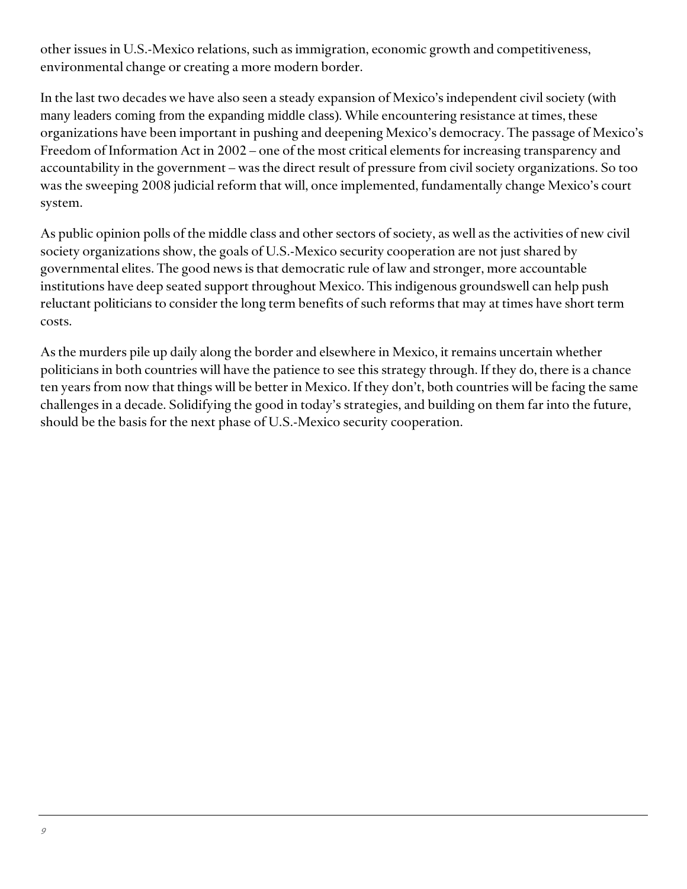other issues in U.S.-Mexico relations, such as immigration, economic growth and competitiveness, environmental change or creating a more modern border.

In the last two decades we have also seen a steady expansion of Mexico's independent civil society (with many leaders coming from the expanding middle class). While encountering resistance at times, these organizations have been important in pushing and deepening Mexico's democracy. The passage of Mexico's Freedom of Information Act in 2002 – one of the most critical elements for increasing transparency and accountability in the government – was the direct result of pressure from civil society organizations. So too was the sweeping 2008 judicial reform that will, once implemented, fundamentally change Mexico's court system.

As public opinion polls of the middle class and other sectors of society, as well as the activities of new civil society organizations show, the goals of U.S.-Mexico security cooperation are not just shared by governmental elites. The good news is that democratic rule of law and stronger, more accountable institutions have deep seated support throughout Mexico. This indigenous groundswell can help push reluctant politicians to consider the long term benefits of such reforms that may at times have short term costs.

As the murders pile up daily along the border and elsewhere in Mexico, it remains uncertain whether politicians in both countries will have the patience to see this strategy through. If they do, there is a chance ten years from now that things will be better in Mexico. If they don't, both countries will be facing the same challenges in a decade. Solidifying the good in today's strategies, and building on them far into the future, should be the basis for the next phase of U.S.-Mexico security cooperation.